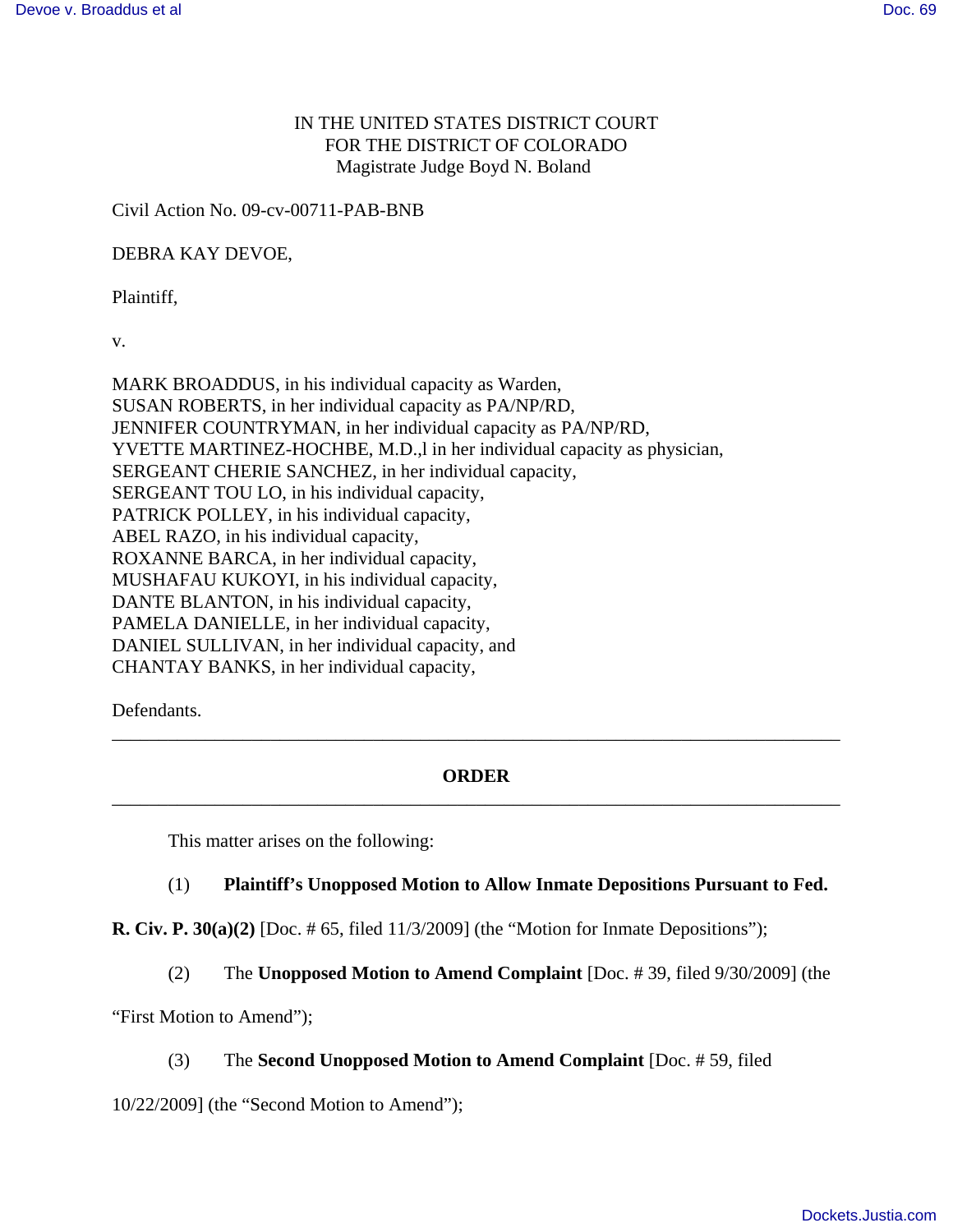IN THE UNITED STATES DISTRICT COURT
FOR THE DISTRICT OF COLORADO
Magistrate Judge Boyd N. Boland

Civil Action No. 09-cv-00711-PAB-BNB

DEBRA KAY DEVOE,

Plaintiff,

v.

MARK BROADDUS, in his individual capacity as Warden,
SUSAN ROBERTS, in her individual capacity as PA/NP/RD,
JENNIFER COUNTRYMAN, in her individual capacity as PA/NP/RD,
YVETTE MARTINEZ-HOCHBE, M.D.,l in her individual capacity as physician,
SERGEANT CHERIE SANCHEZ, in her individual capacity,
SERGEANT TOU LO, in his individual capacity,
PATRICK POLLEY, in his individual capacity,
ABEL RAZO, in his individual capacity,
ROXANNE BARCA, in her individual capacity,
MUSHAFAU KUKOYI, in his individual capacity,
DANTE BLANTON, in his individual capacity,
PAMELA DANIELLE, in her individual capacity,
DANIEL SULLIVAN, in her individual capacity, and
CHANTAY BANKS, in her individual capacity,

Defendants.

---

**ORDER**

---

This matter arises on the following:

(1) **Plaintiff's Unopposed Motion to Allow Inmate Depositions Pursuant to Fed. R. Civ. P. 30(a)(2)** [Doc. # 65, filed 11/3/2009] (the "Motion for Inmate Depositions");

(2) The **Unopposed Motion to Amend Complaint** [Doc. # 39, filed 9/30/2009] (the "First Motion to Amend");

(3) The **Second Unopposed Motion to Amend Complaint** [Doc. # 59, filed 10/22/2009] (the "Second Motion to Amend");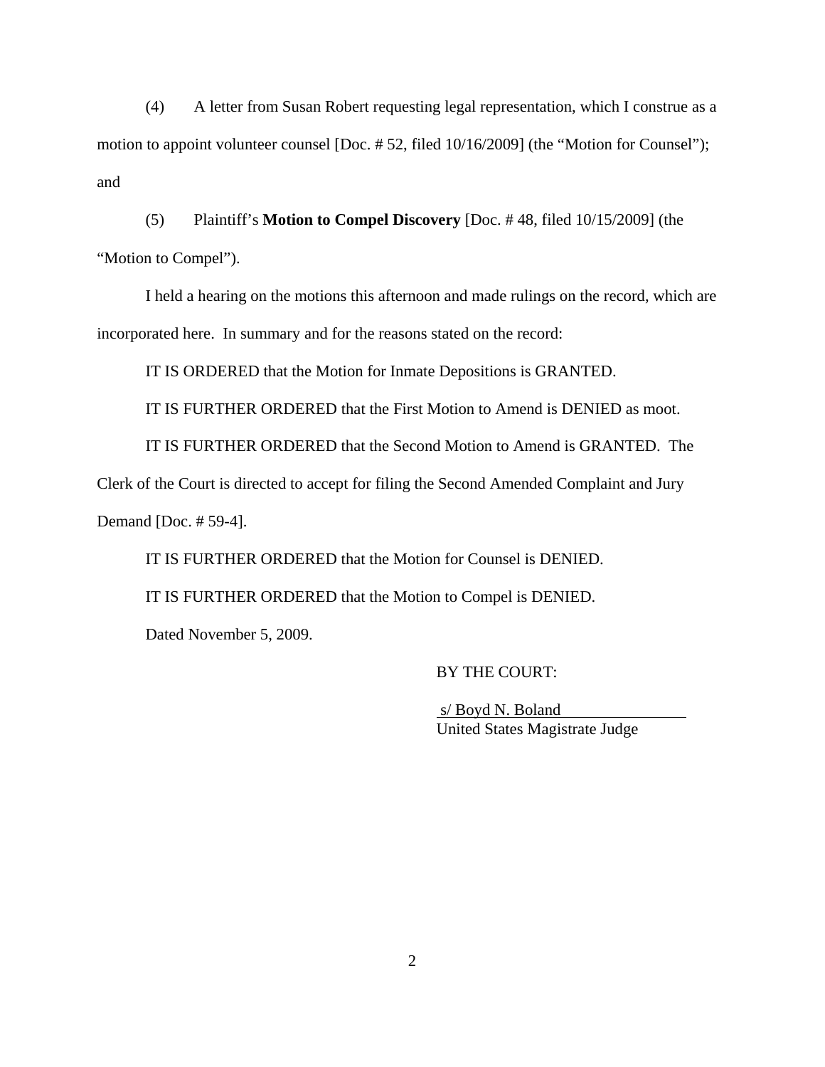(4) A letter from Susan Robert requesting legal representation, which I construe as a motion to appoint volunteer counsel [Doc. # 52, filed 10/16/2009] (the "Motion for Counsel"); and

(5) Plaintiff's **Motion to Compel Discovery** [Doc. # 48, filed 10/15/2009] (the "Motion to Compel").

I held a hearing on the motions this afternoon and made rulings on the record, which are incorporated here. In summary and for the reasons stated on the record:

IT IS ORDERED that the Motion for Inmate Depositions is GRANTED.

IT IS FURTHER ORDERED that the First Motion to Amend is DENIED as moot.

IT IS FURTHER ORDERED that the Second Motion to Amend is GRANTED. The Clerk of the Court is directed to accept for filing the Second Amended Complaint and Jury Demand [Doc. # 59-4].

IT IS FURTHER ORDERED that the Motion for Counsel is DENIED.

IT IS FURTHER ORDERED that the Motion to Compel is DENIED.

Dated November 5, 2009.

BY THE COURT:

s/ Boyd N. Boland
United States Magistrate Judge